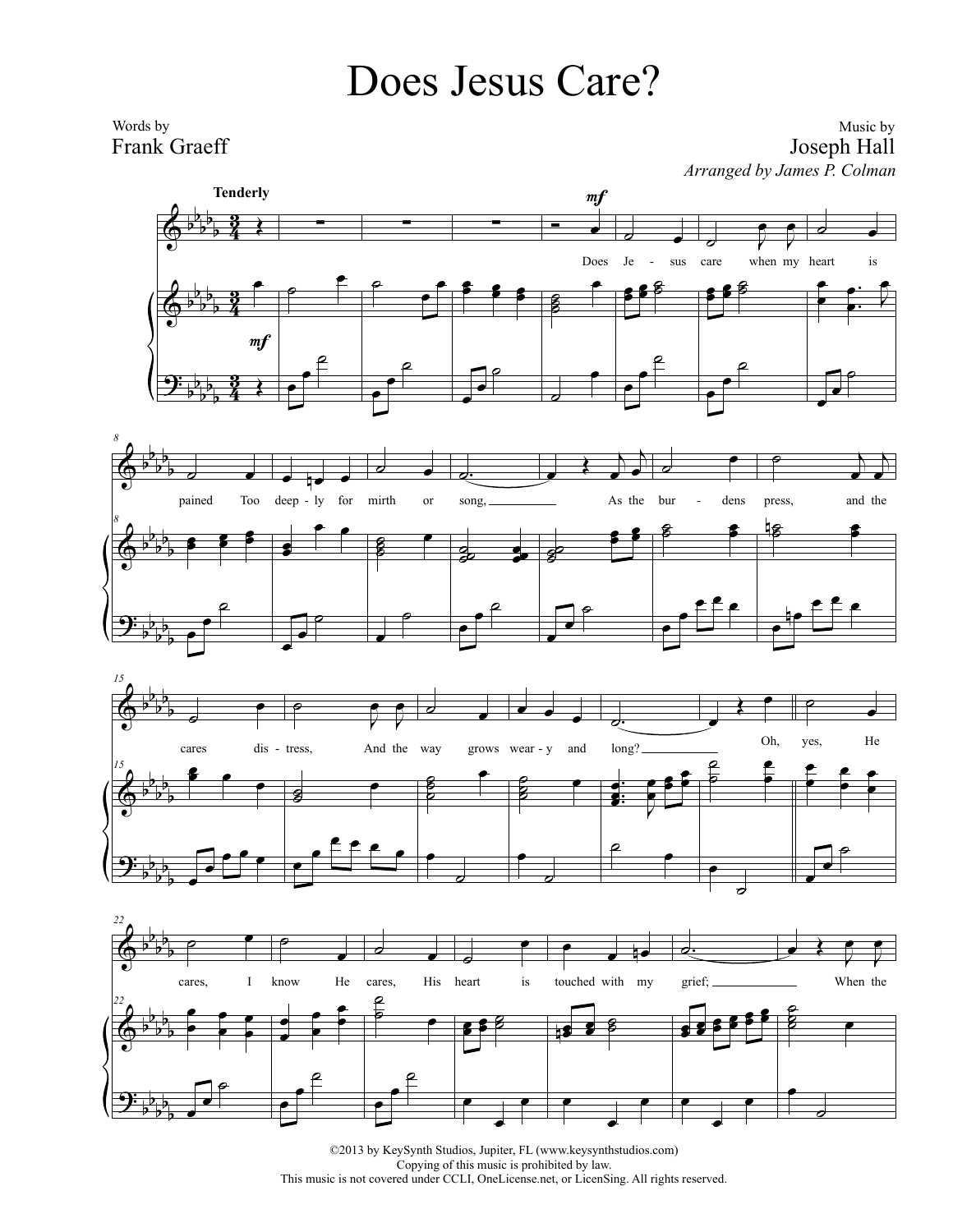# Does Jesus Care?

Words by
Frank Graeff

Music by
Joseph Hall
*Arranged by James P. Colman*

Tenderly

Does Je - sus care when my heart is pained Too deep - ly for mirth or song, As the bur - dens press, and the cares dis - tress, And the way grows wear - y and long? Oh, yes, He cares, I know He cares, His heart is touched with my grief; When the

©2013 by KeySynth Studios, Jupiter, FL (www.keysynthstudios.com)
Copying of this music is prohibited by law.
This music is not covered under CCLI, OneLicense.net, or LicenSing. All rights reserved.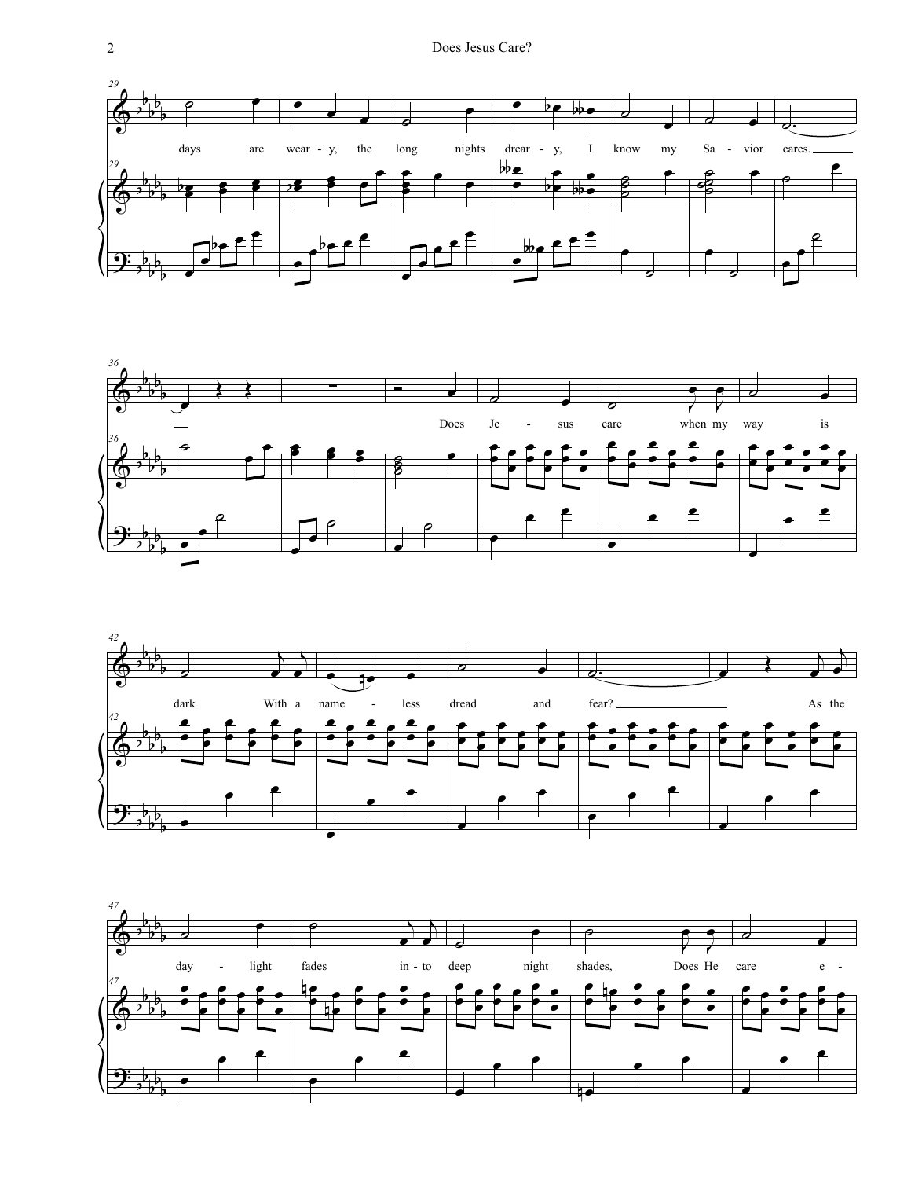days are wear - y, the long nights drear - y, I know my Sa - vior cares.

Does Je - sus care when my way is dark With a name - less dread and fear? As the

day - light fades in - to deep night shades, Does He care e -